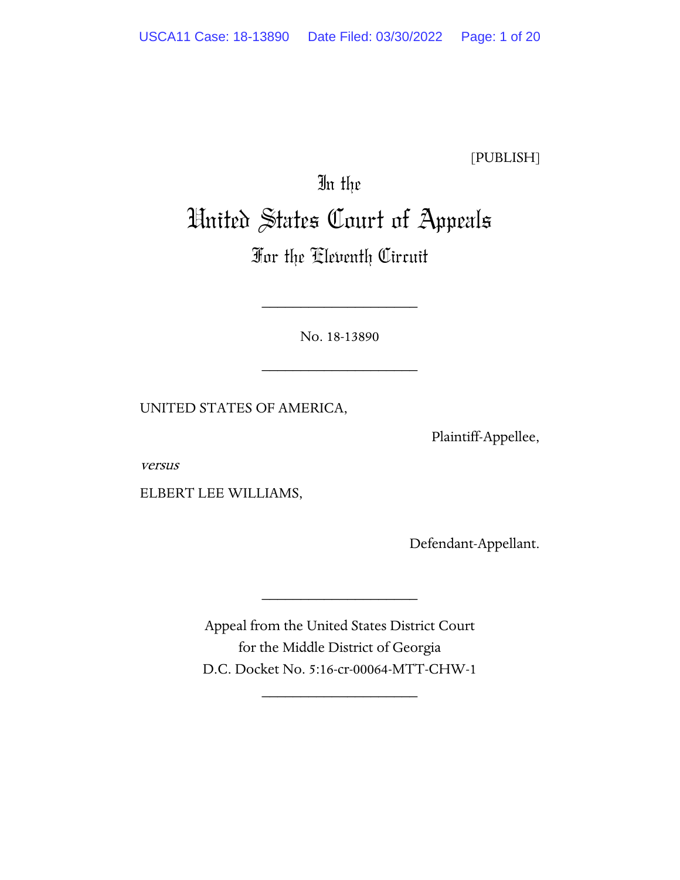[PUBLISH]

# In the United States Court of Appeals
## For the Eleventh Circuit

____________________

No. 18-13890

____________________

UNITED STATES OF AMERICA,

Plaintiff-Appellee,

*versus*

ELBERT LEE WILLIAMS,

Defendant-Appellant.

____________________

Appeal from the United States District Court
for the Middle District of Georgia
D.C. Docket No. 5:16-cr-00064-MTT-CHW-1

____________________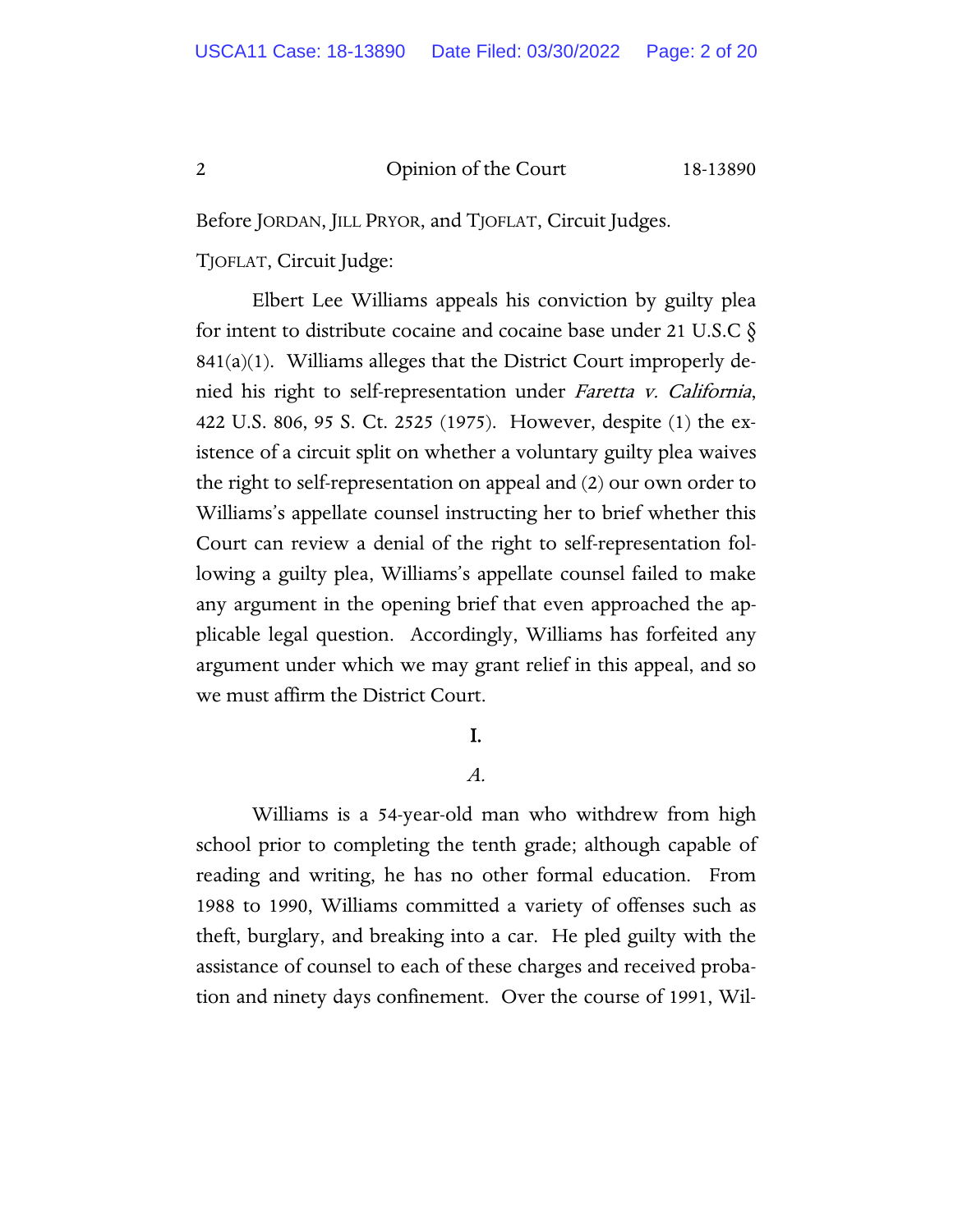Before JORDAN, JILL PRYOR, and TJOFLAT, Circuit Judges.

TJOFLAT, Circuit Judge:

Elbert Lee Williams appeals his conviction by guilty plea for intent to distribute cocaine and cocaine base under 21 U.S.C § 841(a)(1). Williams alleges that the District Court improperly denied his right to self-representation under *Faretta v. California*, 422 U.S. 806, 95 S. Ct. 2525 (1975). However, despite (1) the existence of a circuit split on whether a voluntary guilty plea waives the right to self-representation on appeal and (2) our own order to Williams's appellate counsel instructing her to brief whether this Court can review a denial of the right to self-representation following a guilty plea, Williams's appellate counsel failed to make any argument in the opening brief that even approached the applicable legal question. Accordingly, Williams has forfeited any argument under which we may grant relief in this appeal, and so we must affirm the District Court.

## I.

### *A.*

Williams is a 54-year-old man who withdrew from high school prior to completing the tenth grade; although capable of reading and writing, he has no other formal education. From 1988 to 1990, Williams committed a variety of offenses such as theft, burglary, and breaking into a car. He pled guilty with the assistance of counsel to each of these charges and received probation and ninety days confinement. Over the course of 1991, Wil-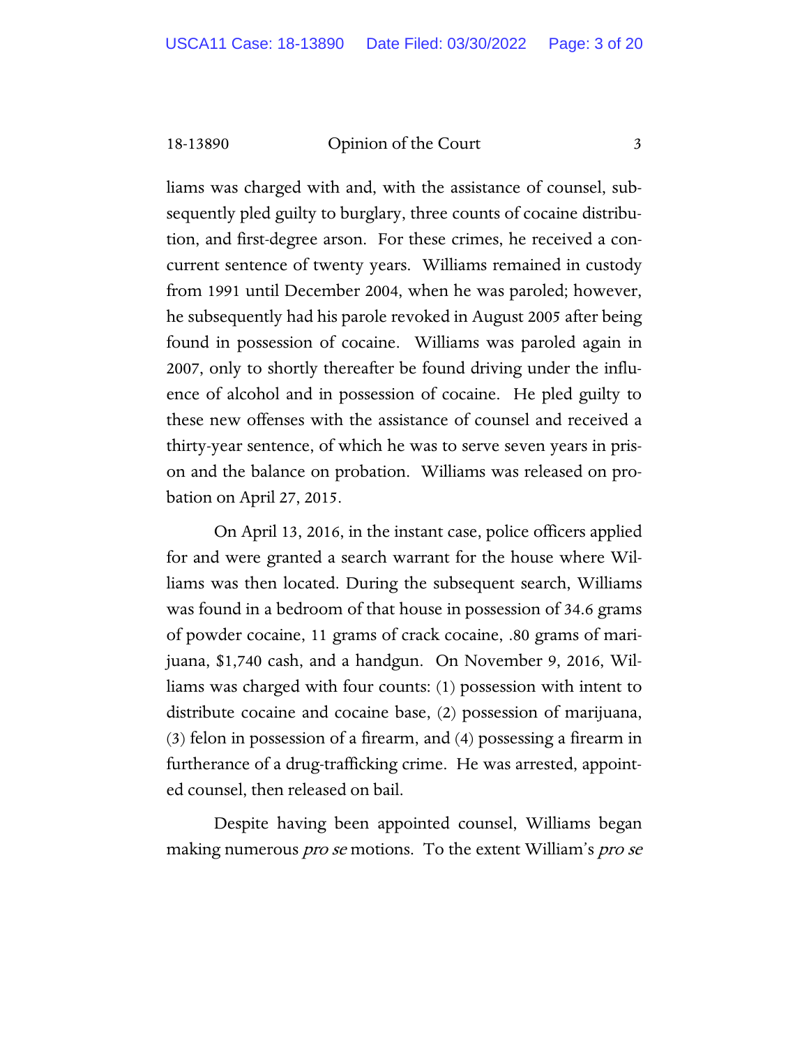liams was charged with and, with the assistance of counsel, subsequently pled guilty to burglary, three counts of cocaine distribution, and first-degree arson. For these crimes, he received a concurrent sentence of twenty years. Williams remained in custody from 1991 until December 2004, when he was paroled; however, he subsequently had his parole revoked in August 2005 after being found in possession of cocaine. Williams was paroled again in 2007, only to shortly thereafter be found driving under the influence of alcohol and in possession of cocaine. He pled guilty to these new offenses with the assistance of counsel and received a thirty-year sentence, of which he was to serve seven years in prison and the balance on probation. Williams was released on probation on April 27, 2015.

On April 13, 2016, in the instant case, police officers applied for and were granted a search warrant for the house where Williams was then located. During the subsequent search, Williams was found in a bedroom of that house in possession of 34.6 grams of powder cocaine, 11 grams of crack cocaine, .80 grams of marijuana, $1,740 cash, and a handgun. On November 9, 2016, Williams was charged with four counts: (1) possession with intent to distribute cocaine and cocaine base, (2) possession of marijuana, (3) felon in possession of a firearm, and (4) possessing a firearm in furtherance of a drug-trafficking crime. He was arrested, appointed counsel, then released on bail.

Despite having been appointed counsel, Williams began making numerous *pro se* motions. To the extent William's *pro se*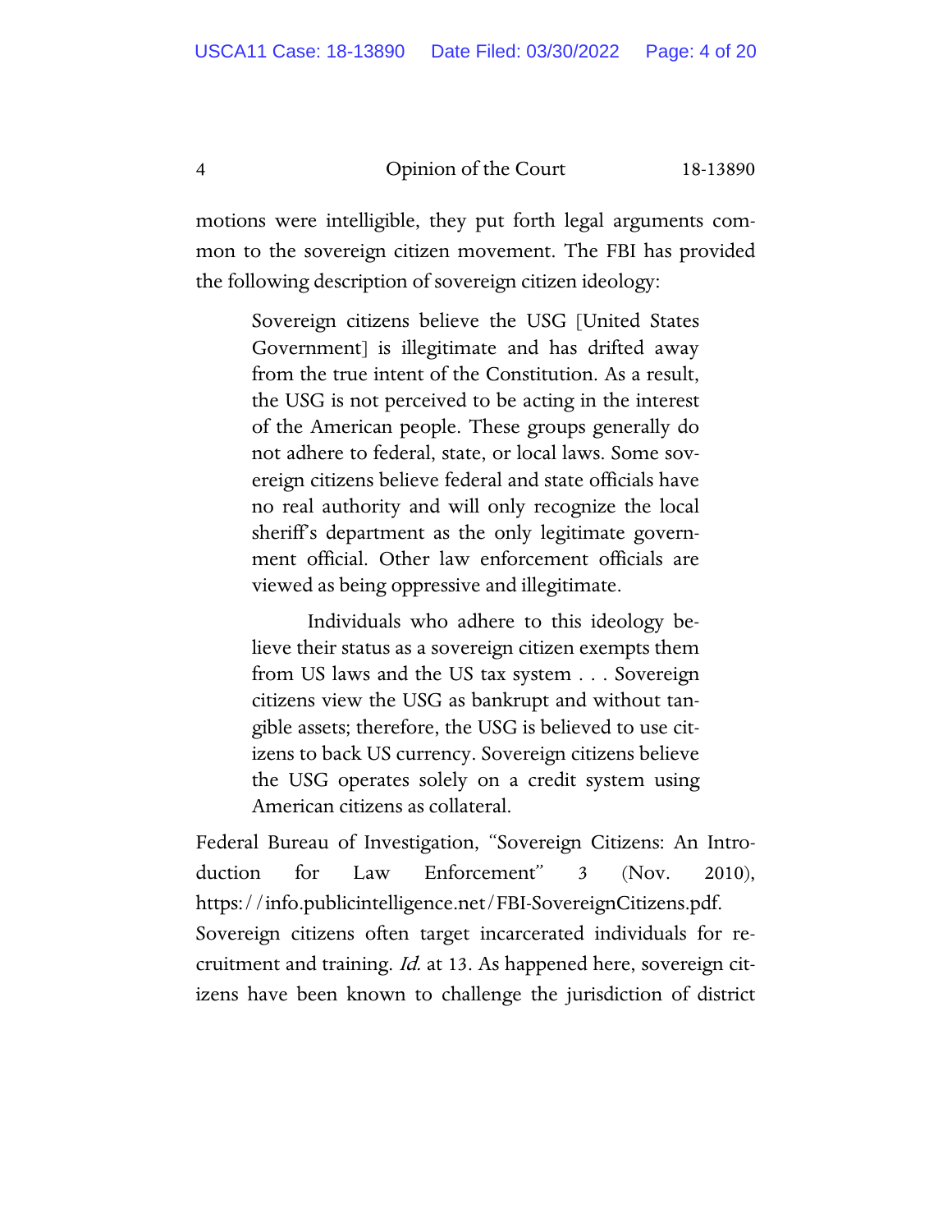motions were intelligible, they put forth legal arguments common to the sovereign citizen movement. The FBI has provided the following description of sovereign citizen ideology:

> Sovereign citizens believe the USG [United States Government] is illegitimate and has drifted away from the true intent of the Constitution. As a result, the USG is not perceived to be acting in the interest of the American people. These groups generally do not adhere to federal, state, or local laws. Some sovereign citizens believe federal and state officials have no real authority and will only recognize the local sheriff's department as the only legitimate government official. Other law enforcement officials are viewed as being oppressive and illegitimate.
>
> Individuals who adhere to this ideology believe their status as a sovereign citizen exempts them from US laws and the US tax system . . . Sovereign citizens view the USG as bankrupt and without tangible assets; therefore, the USG is believed to use citizens to back US currency. Sovereign citizens believe the USG operates solely on a credit system using American citizens as collateral.

Federal Bureau of Investigation, "Sovereign Citizens: An Introduction for Law Enforcement" 3 (Nov. 2010), https://info.publicintelligence.net/FBI-SovereignCitizens.pdf. Sovereign citizens often target incarcerated individuals for recruitment and training. *Id.* at 13. As happened here, sovereign citizens have been known to challenge the jurisdiction of district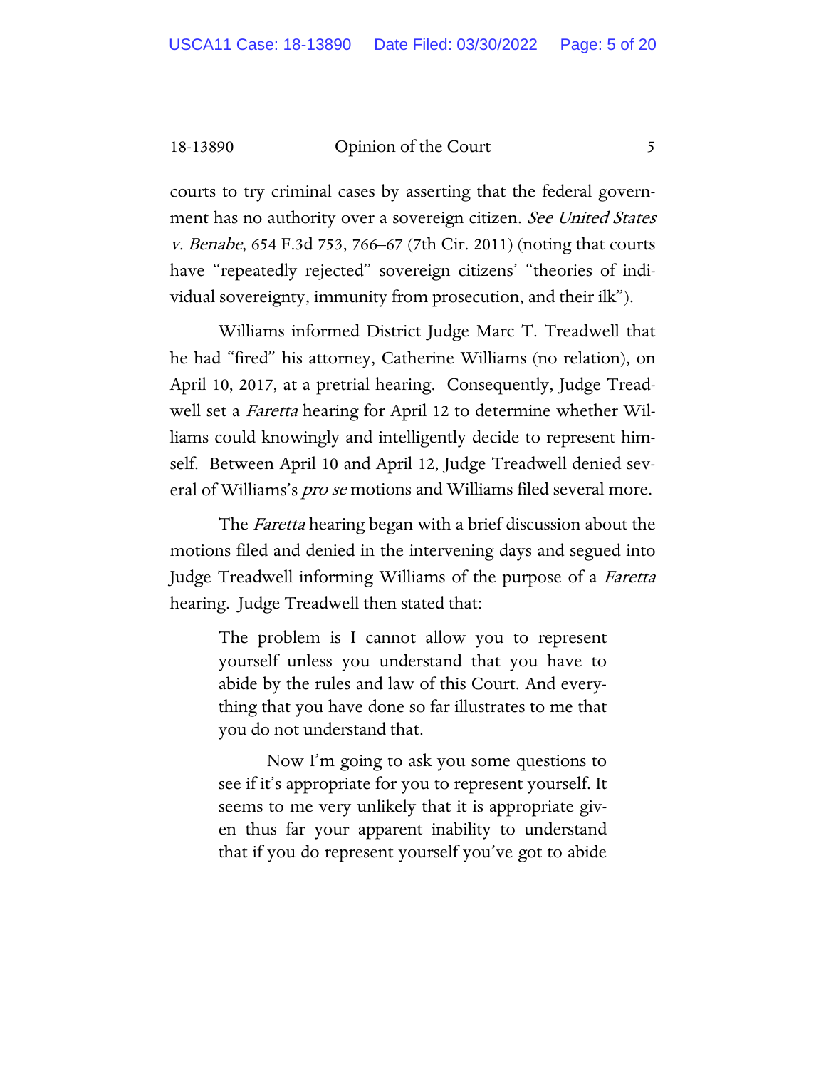courts to try criminal cases by asserting that the federal government has no authority over a sovereign citizen. *See United States v. Benabe*, 654 F.3d 753, 766–67 (7th Cir. 2011) (noting that courts have "repeatedly rejected" sovereign citizens' "theories of individual sovereignty, immunity from prosecution, and their ilk").

Williams informed District Judge Marc T. Treadwell that he had "fired" his attorney, Catherine Williams (no relation), on April 10, 2017, at a pretrial hearing. Consequently, Judge Treadwell set a *Faretta* hearing for April 12 to determine whether Williams could knowingly and intelligently decide to represent himself. Between April 10 and April 12, Judge Treadwell denied several of Williams's *pro se* motions and Williams filed several more.

The *Faretta* hearing began with a brief discussion about the motions filed and denied in the intervening days and segued into Judge Treadwell informing Williams of the purpose of a *Faretta* hearing. Judge Treadwell then stated that:

> The problem is I cannot allow you to represent yourself unless you understand that you have to abide by the rules and law of this Court. And everything that you have done so far illustrates to me that you do not understand that.
>
> Now I'm going to ask you some questions to see if it's appropriate for you to represent yourself. It seems to me very unlikely that it is appropriate given thus far your apparent inability to understand that if you do represent yourself you've got to abide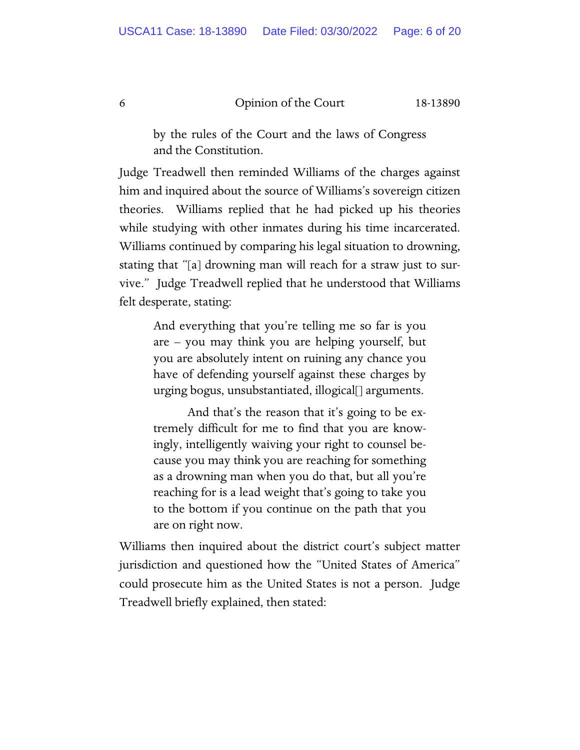> by the rules of the Court and the laws of Congress and the Constitution.

Judge Treadwell then reminded Williams of the charges against him and inquired about the source of Williams's sovereign citizen theories. Williams replied that he had picked up his theories while studying with other inmates during his time incarcerated. Williams continued by comparing his legal situation to drowning, stating that "[a] drowning man will reach for a straw just to survive." Judge Treadwell replied that he understood that Williams felt desperate, stating:

> And everything that you're telling me so far is you are – you may think you are helping yourself, but you are absolutely intent on ruining any chance you have of defending yourself against these charges by urging bogus, unsubstantiated, illogical[] arguments.
>
> And that's the reason that it's going to be extremely difficult for me to find that you are knowingly, intelligently waiving your right to counsel because you may think you are reaching for something as a drowning man when you do that, but all you're reaching for is a lead weight that's going to take you to the bottom if you continue on the path that you are on right now.

Williams then inquired about the district court's subject matter jurisdiction and questioned how the "United States of America" could prosecute him as the United States is not a person. Judge Treadwell briefly explained, then stated: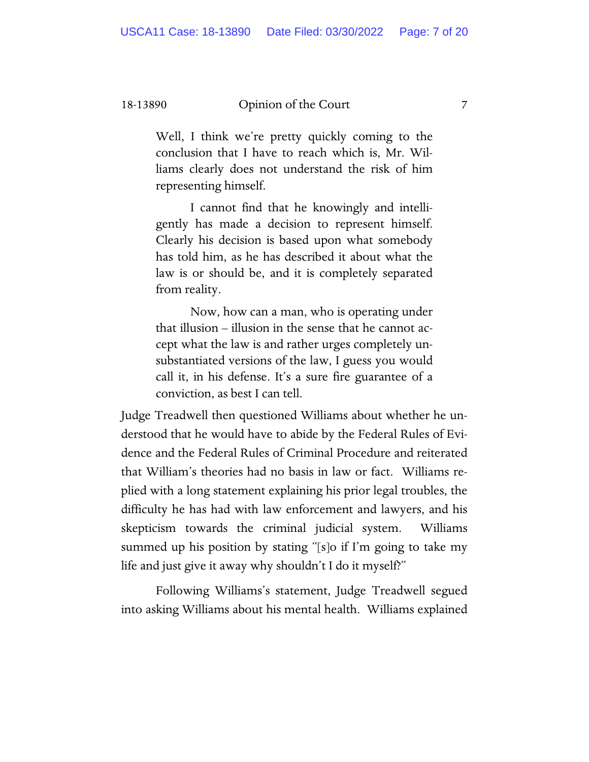> Well, I think we're pretty quickly coming to the conclusion that I have to reach which is, Mr. Williams clearly does not understand the risk of him representing himself.
>
> I cannot find that he knowingly and intelligently has made a decision to represent himself. Clearly his decision is based upon what somebody has told him, as he has described it about what the law is or should be, and it is completely separated from reality.
>
> Now, how can a man, who is operating under that illusion – illusion in the sense that he cannot accept what the law is and rather urges completely unsubstantiated versions of the law, I guess you would call it, in his defense. It's a sure fire guarantee of a conviction, as best I can tell.

Judge Treadwell then questioned Williams about whether he understood that he would have to abide by the Federal Rules of Evidence and the Federal Rules of Criminal Procedure and reiterated that William's theories had no basis in law or fact. Williams replied with a long statement explaining his prior legal troubles, the difficulty he has had with law enforcement and lawyers, and his skepticism towards the criminal judicial system. Williams summed up his position by stating "[s]o if I'm going to take my life and just give it away why shouldn't I do it myself?"

Following Williams's statement, Judge Treadwell segued into asking Williams about his mental health. Williams explained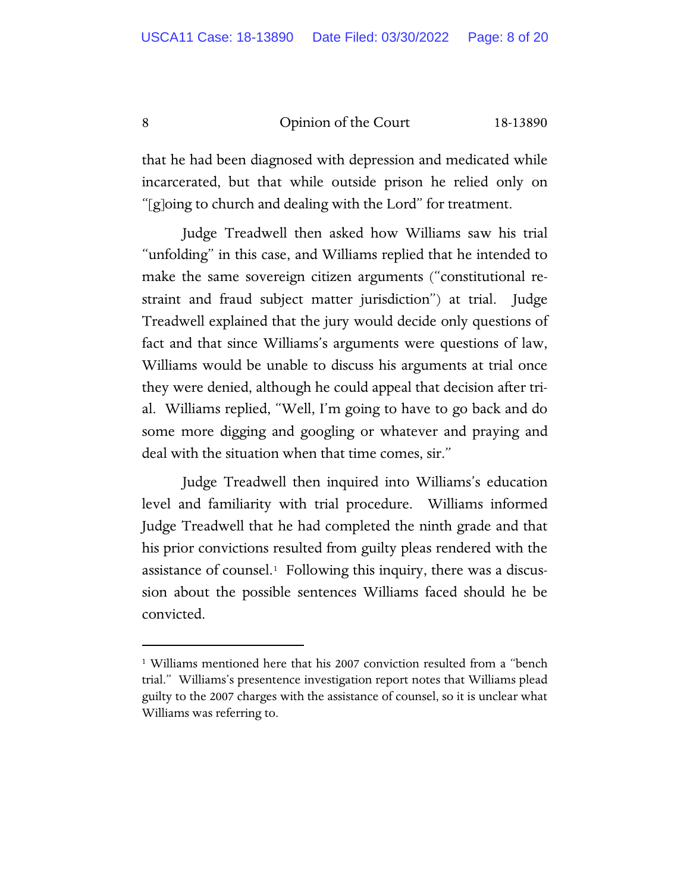that he had been diagnosed with depression and medicated while incarcerated, but that while outside prison he relied only on "[g]oing to church and dealing with the Lord" for treatment.

Judge Treadwell then asked how Williams saw his trial "unfolding" in this case, and Williams replied that he intended to make the same sovereign citizen arguments ("constitutional restraint and fraud subject matter jurisdiction") at trial. Judge Treadwell explained that the jury would decide only questions of fact and that since Williams's arguments were questions of law, Williams would be unable to discuss his arguments at trial once they were denied, although he could appeal that decision after trial. Williams replied, "Well, I'm going to have to go back and do some more digging and googling or whatever and praying and deal with the situation when that time comes, sir."

Judge Treadwell then inquired into Williams's education level and familiarity with trial procedure. Williams informed Judge Treadwell that he had completed the ninth grade and that his prior convictions resulted from guilty pleas rendered with the assistance of counsel.[1] Following this inquiry, there was a discussion about the possible sentences Williams faced should he be convicted.

---

[1] Williams mentioned here that his 2007 conviction resulted from a "bench trial." Williams's presentence investigation report notes that Williams plead guilty to the 2007 charges with the assistance of counsel, so it is unclear what Williams was referring to.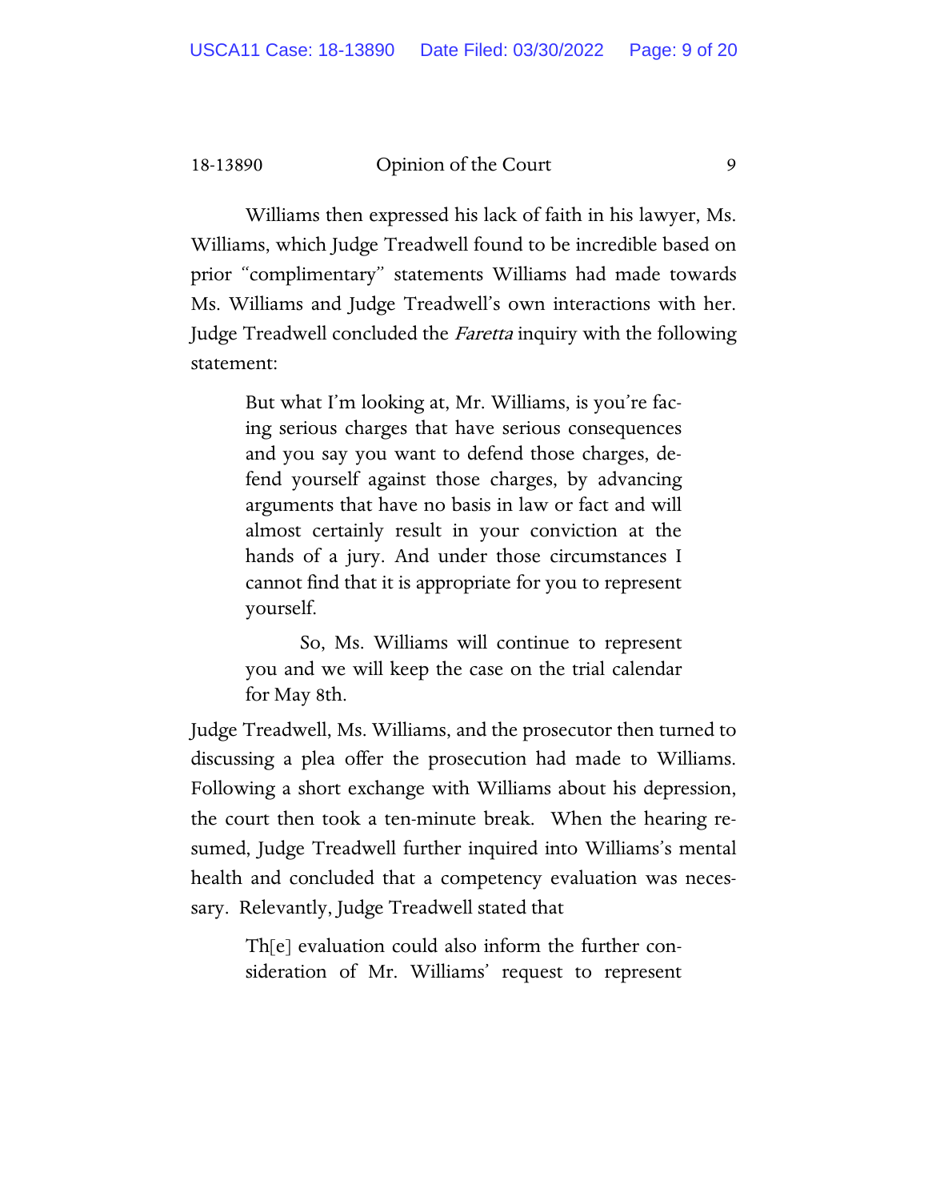Williams then expressed his lack of faith in his lawyer, Ms. Williams, which Judge Treadwell found to be incredible based on prior "complimentary" statements Williams had made towards Ms. Williams and Judge Treadwell's own interactions with her. Judge Treadwell concluded the *Faretta* inquiry with the following statement:

> But what I'm looking at, Mr. Williams, is you're facing serious charges that have serious consequences and you say you want to defend those charges, defend yourself against those charges, by advancing arguments that have no basis in law or fact and will almost certainly result in your conviction at the hands of a jury. And under those circumstances I cannot find that it is appropriate for you to represent yourself.
>
> So, Ms. Williams will continue to represent you and we will keep the case on the trial calendar for May 8th.

Judge Treadwell, Ms. Williams, and the prosecutor then turned to discussing a plea offer the prosecution had made to Williams. Following a short exchange with Williams about his depression, the court then took a ten-minute break. When the hearing resumed, Judge Treadwell further inquired into Williams's mental health and concluded that a competency evaluation was necessary. Relevantly, Judge Treadwell stated that

> Th[e] evaluation could also inform the further consideration of Mr. Williams' request to represent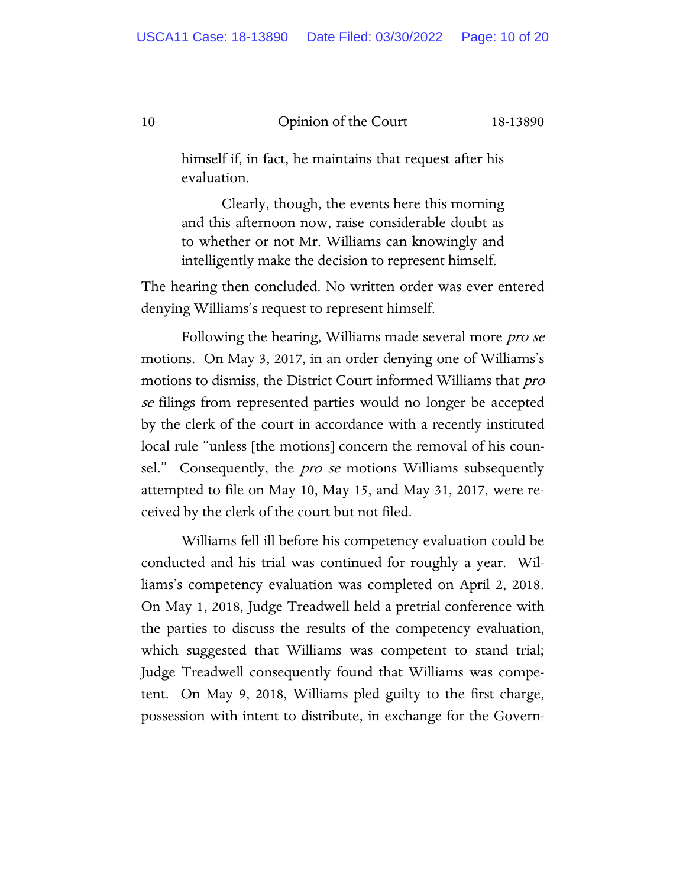> himself if, in fact, he maintains that request after his evaluation.
>
> Clearly, though, the events here this morning and this afternoon now, raise considerable doubt as to whether or not Mr. Williams can knowingly and intelligently make the decision to represent himself.

The hearing then concluded. No written order was ever entered denying Williams's request to represent himself.

Following the hearing, Williams made several more *pro se* motions. On May 3, 2017, in an order denying one of Williams's motions to dismiss, the District Court informed Williams that *pro se* filings from represented parties would no longer be accepted by the clerk of the court in accordance with a recently instituted local rule "unless [the motions] concern the removal of his counsel." Consequently, the *pro se* motions Williams subsequently attempted to file on May 10, May 15, and May 31, 2017, were received by the clerk of the court but not filed.

Williams fell ill before his competency evaluation could be conducted and his trial was continued for roughly a year. Williams's competency evaluation was completed on April 2, 2018. On May 1, 2018, Judge Treadwell held a pretrial conference with the parties to discuss the results of the competency evaluation, which suggested that Williams was competent to stand trial; Judge Treadwell consequently found that Williams was competent. On May 9, 2018, Williams pled guilty to the first charge, possession with intent to distribute, in exchange for the Govern-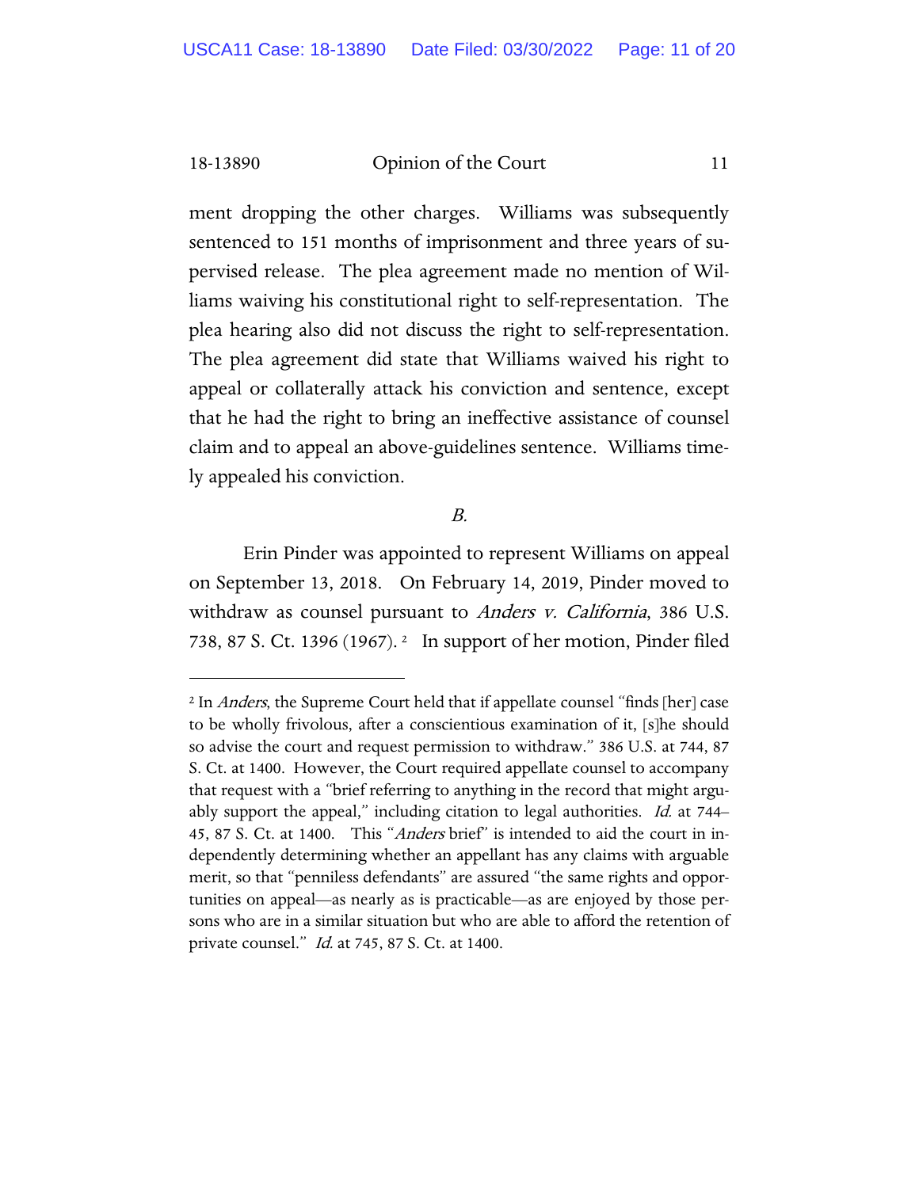ment dropping the other charges. Williams was subsequently sentenced to 151 months of imprisonment and three years of supervised release. The plea agreement made no mention of Williams waiving his constitutional right to self-representation. The plea hearing also did not discuss the right to self-representation. The plea agreement did state that Williams waived his right to appeal or collaterally attack his conviction and sentence, except that he had the right to bring an ineffective assistance of counsel claim and to appeal an above-guidelines sentence. Williams timely appealed his conviction.

*B.*

Erin Pinder was appointed to represent Williams on appeal on September 13, 2018. On February 14, 2019, Pinder moved to withdraw as counsel pursuant to *Anders v. California*, 386 U.S. 738, 87 S. Ct. 1396 (1967).[2] In support of her motion, Pinder filed

---

[2] In *Anders*, the Supreme Court held that if appellate counsel "finds [her] case to be wholly frivolous, after a conscientious examination of it, [s]he should so advise the court and request permission to withdraw." 386 U.S. at 744, 87 S. Ct. at 1400. However, the Court required appellate counsel to accompany that request with a "brief referring to anything in the record that might arguably support the appeal," including citation to legal authorities. *Id.* at 744–45, 87 S. Ct. at 1400. This "*Anders* brief" is intended to aid the court in independently determining whether an appellant has any claims with arguable merit, so that "penniless defendants" are assured "the same rights and opportunities on appeal—as nearly as is practicable—as are enjoyed by those persons who are in a similar situation but who are able to afford the retention of private counsel." *Id.* at 745, 87 S. Ct. at 1400.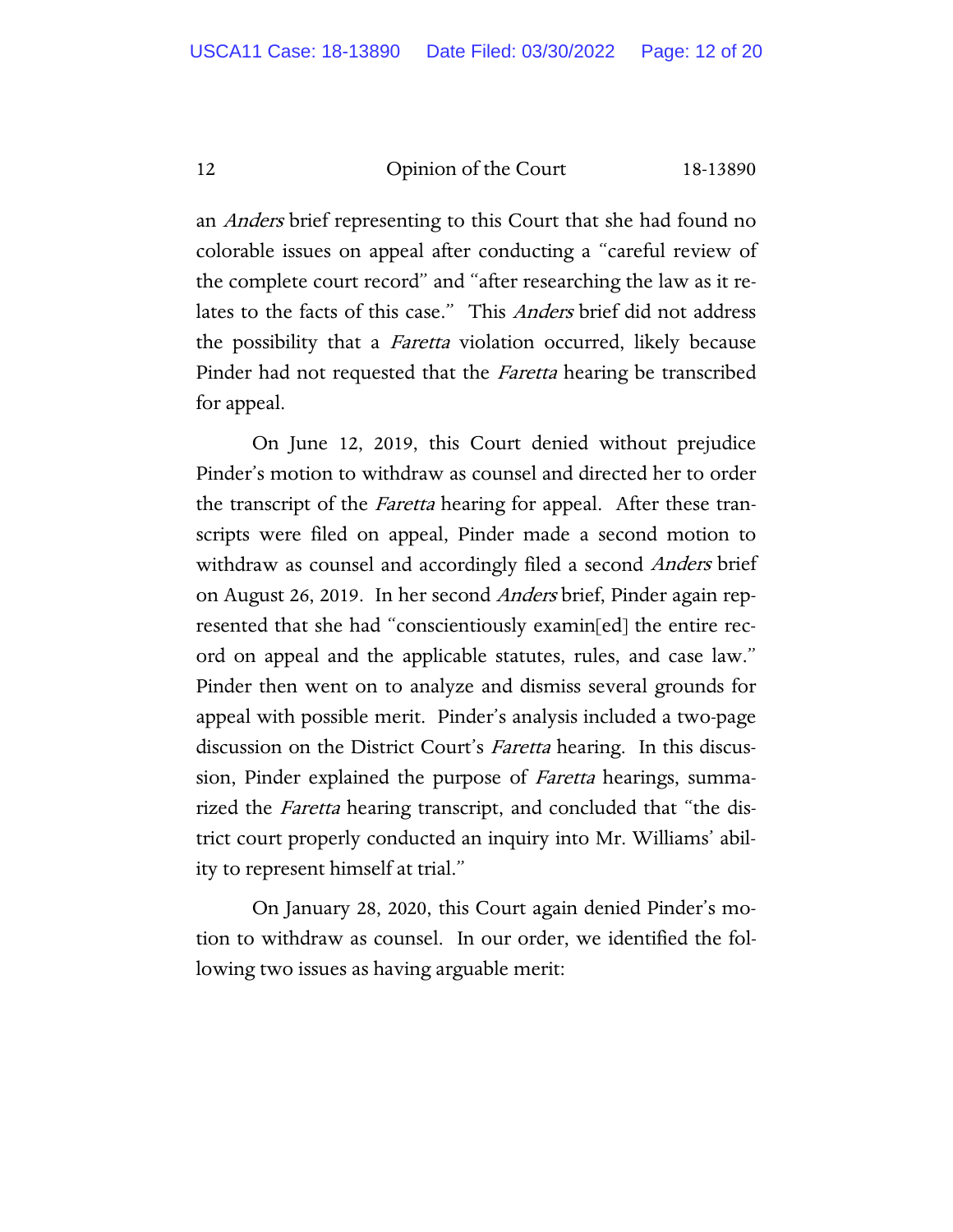an *Anders* brief representing to this Court that she had found no colorable issues on appeal after conducting a "careful review of the complete court record" and "after researching the law as it relates to the facts of this case." This *Anders* brief did not address the possibility that a *Faretta* violation occurred, likely because Pinder had not requested that the *Faretta* hearing be transcribed for appeal.

On June 12, 2019, this Court denied without prejudice Pinder's motion to withdraw as counsel and directed her to order the transcript of the *Faretta* hearing for appeal. After these transcripts were filed on appeal, Pinder made a second motion to withdraw as counsel and accordingly filed a second *Anders* brief on August 26, 2019. In her second *Anders* brief, Pinder again represented that she had "conscientiously examin[ed] the entire record on appeal and the applicable statutes, rules, and case law." Pinder then went on to analyze and dismiss several grounds for appeal with possible merit. Pinder's analysis included a two-page discussion on the District Court's *Faretta* hearing. In this discussion, Pinder explained the purpose of *Faretta* hearings, summarized the *Faretta* hearing transcript, and concluded that "the district court properly conducted an inquiry into Mr. Williams' ability to represent himself at trial."

On January 28, 2020, this Court again denied Pinder's motion to withdraw as counsel. In our order, we identified the following two issues as having arguable merit: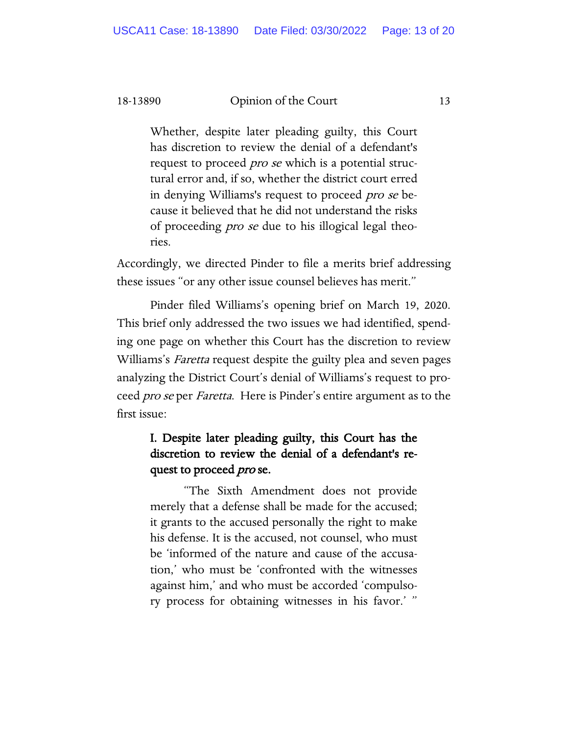> Whether, despite later pleading guilty, this Court has discretion to review the denial of a defendant's request to proceed *pro se* which is a potential structural error and, if so, whether the district court erred in denying Williams's request to proceed *pro se* because it believed that he did not understand the risks of proceeding *pro se* due to his illogical legal theories.

Accordingly, we directed Pinder to file a merits brief addressing these issues "or any other issue counsel believes has merit."

Pinder filed Williams's opening brief on March 19, 2020. This brief only addressed the two issues we had identified, spending one page on whether this Court has the discretion to review Williams's *Faretta* request despite the guilty plea and seven pages analyzing the District Court's denial of Williams's request to proceed *pro se* per *Faretta*. Here is Pinder's entire argument as to the first issue:

> **I. Despite later pleading guilty, this Court has the discretion to review the denial of a defendant's request to proceed *pro* se.**
>
> "The Sixth Amendment does not provide merely that a defense shall be made for the accused; it grants to the accused personally the right to make his defense. It is the accused, not counsel, who must be 'informed of the nature and cause of the accusation,' who must be 'confronted with the witnesses against him,' and who must be accorded 'compulsory process for obtaining witnesses in his favor.' "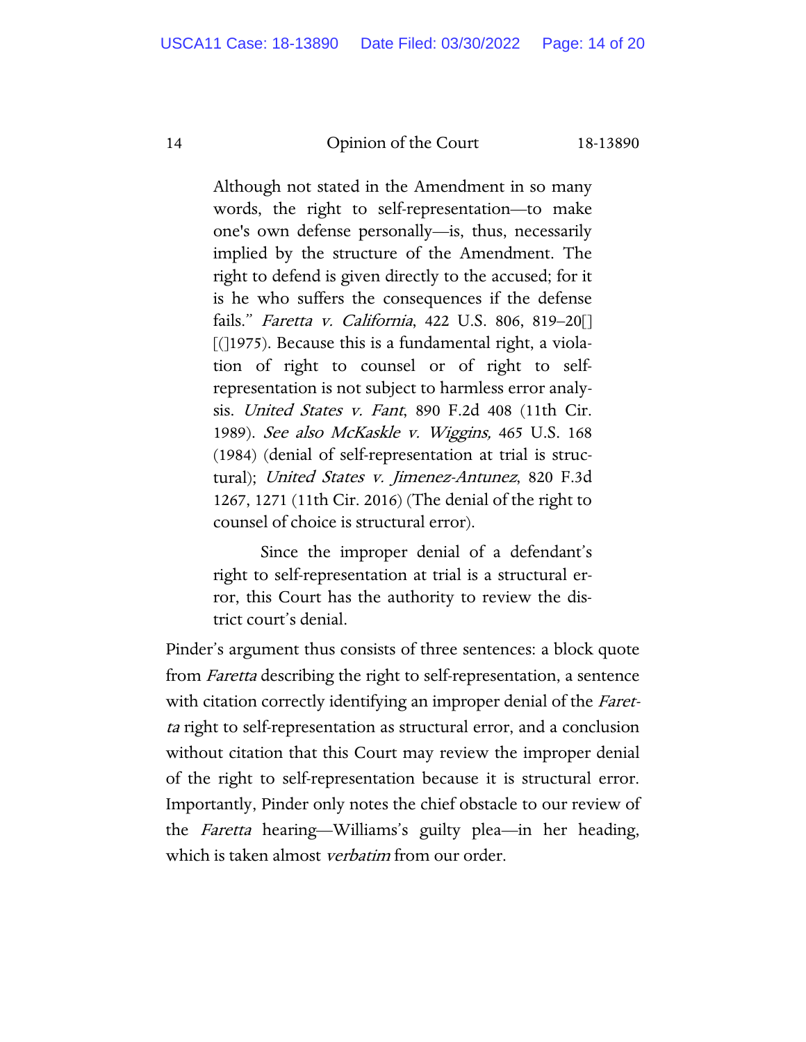> Although not stated in the Amendment in so many words, the right to self-representation—to make one's own defense personally—is, thus, necessarily implied by the structure of the Amendment. The right to defend is given directly to the accused; for it is he who suffers the consequences if the defense fails." *Faretta v. California*, 422 U.S. 806, 819–20[] [(]1975). Because this is a fundamental right, a violation of right to counsel or of right to self-representation is not subject to harmless error analysis. *United States v. Fant*, 890 F.2d 408 (11th Cir. 1989). *See also McKaskle v. Wiggins,* 465 U.S. 168 (1984) (denial of self-representation at trial is structural); *United States v. Jimenez-Antunez*, 820 F.3d 1267, 1271 (11th Cir. 2016) (The denial of the right to counsel of choice is structural error).
>
> Since the improper denial of a defendant's right to self-representation at trial is a structural error, this Court has the authority to review the district court's denial.

Pinder's argument thus consists of three sentences: a block quote from *Faretta* describing the right to self-representation, a sentence with citation correctly identifying an improper denial of the *Faretta* right to self-representation as structural error, and a conclusion without citation that this Court may review the improper denial of the right to self-representation because it is structural error. Importantly, Pinder only notes the chief obstacle to our review of the *Faretta* hearing—Williams's guilty plea—in her heading, which is taken almost *verbatim* from our order.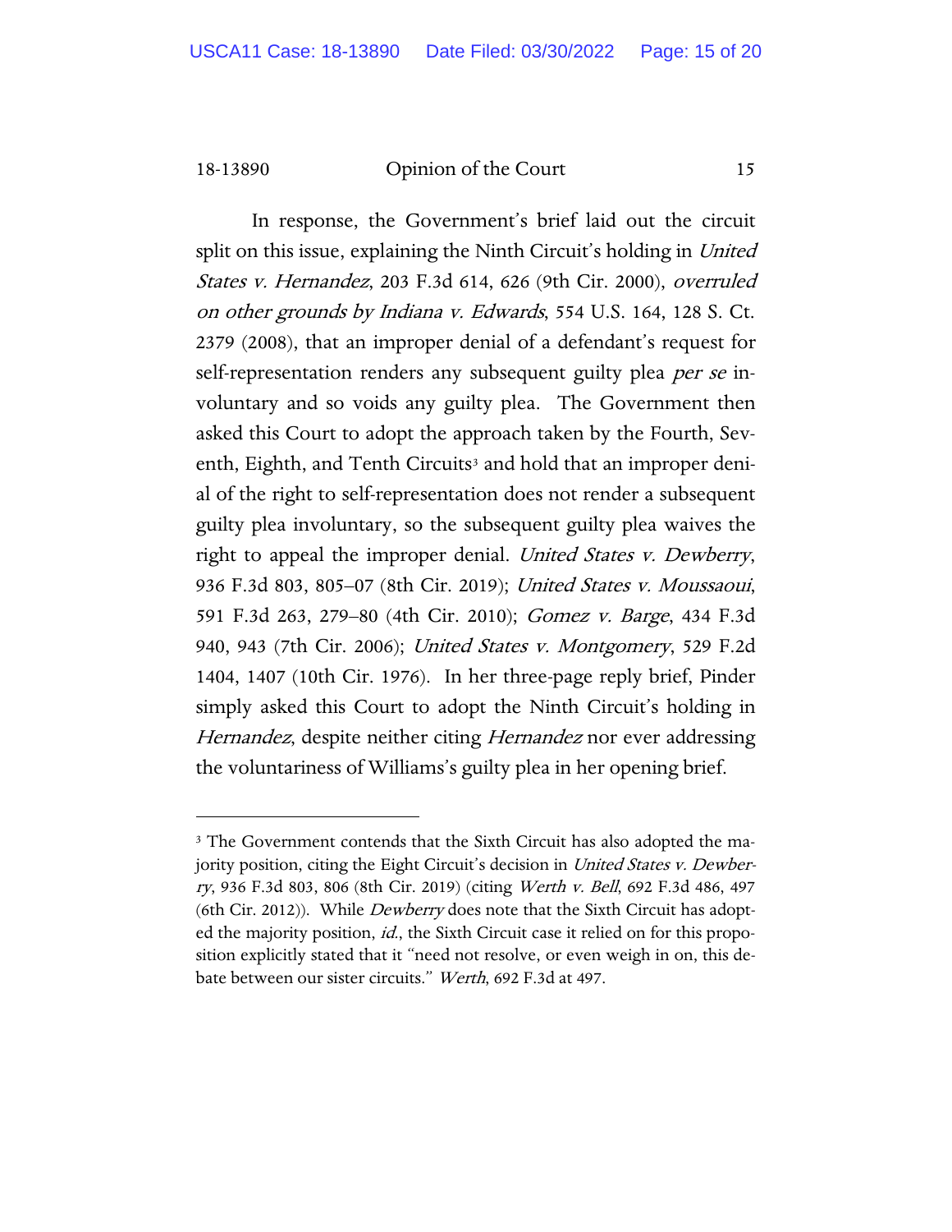In response, the Government's brief laid out the circuit split on this issue, explaining the Ninth Circuit's holding in *United States v. Hernandez*, 203 F.3d 614, 626 (9th Cir. 2000), *overruled on other grounds by Indiana v. Edwards*, 554 U.S. 164, 128 S. Ct. 2379 (2008), that an improper denial of a defendant's request for self-representation renders any subsequent guilty plea *per se* involuntary and so voids any guilty plea. The Government then asked this Court to adopt the approach taken by the Fourth, Seventh, Eighth, and Tenth Circuits[3] and hold that an improper denial of the right to self-representation does not render a subsequent guilty plea involuntary, so the subsequent guilty plea waives the right to appeal the improper denial. *United States v. Dewberry*, 936 F.3d 803, 805–07 (8th Cir. 2019); *United States v. Moussaoui*, 591 F.3d 263, 279–80 (4th Cir. 2010); *Gomez v. Barge*, 434 F.3d 940, 943 (7th Cir. 2006); *United States v. Montgomery*, 529 F.2d 1404, 1407 (10th Cir. 1976). In her three-page reply brief, Pinder simply asked this Court to adopt the Ninth Circuit's holding in *Hernandez*, despite neither citing *Hernandez* nor ever addressing the voluntariness of Williams's guilty plea in her opening brief.

---

[3] The Government contends that the Sixth Circuit has also adopted the majority position, citing the Eight Circuit's decision in *United States v. Dewberry*, 936 F.3d 803, 806 (8th Cir. 2019) (citing *Werth v. Bell*, 692 F.3d 486, 497 (6th Cir. 2012)). While *Dewberry* does note that the Sixth Circuit has adopted the majority position, *id.*, the Sixth Circuit case it relied on for this proposition explicitly stated that it "need not resolve, or even weigh in on, this debate between our sister circuits." *Werth*, 692 F.3d at 497.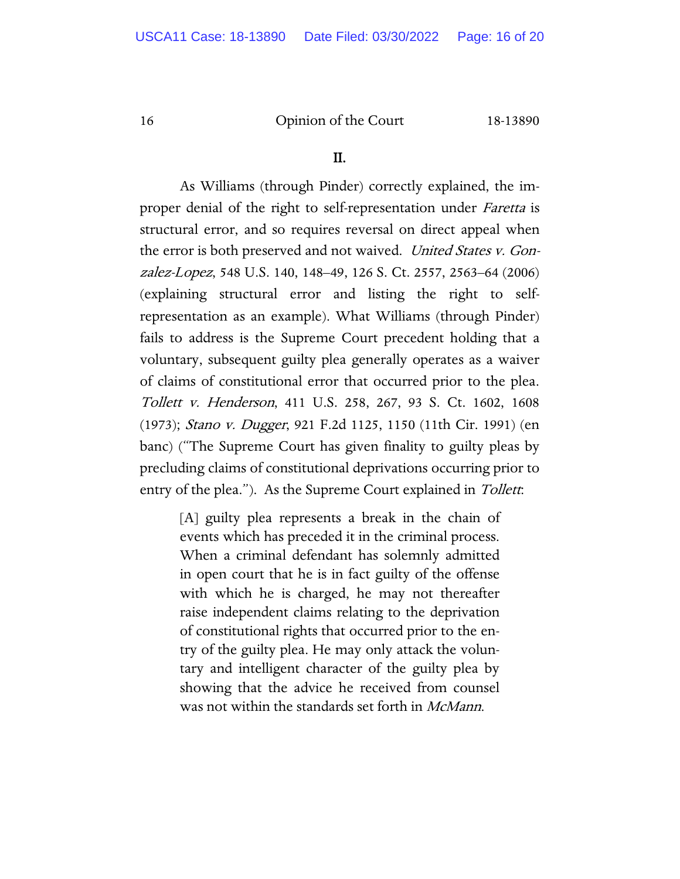## II.

As Williams (through Pinder) correctly explained, the improper denial of the right to self-representation under *Faretta* is structural error, and so requires reversal on direct appeal when the error is both preserved and not waived. *United States v. Gonzalez-Lopez*, 548 U.S. 140, 148–49, 126 S. Ct. 2557, 2563–64 (2006) (explaining structural error and listing the right to self-representation as an example). What Williams (through Pinder) fails to address is the Supreme Court precedent holding that a voluntary, subsequent guilty plea generally operates as a waiver of claims of constitutional error that occurred prior to the plea. *Tollett v. Henderson*, 411 U.S. 258, 267, 93 S. Ct. 1602, 1608 (1973); *Stano v. Dugger*, 921 F.2d 1125, 1150 (11th Cir. 1991) (en banc) ("The Supreme Court has given finality to guilty pleas by precluding claims of constitutional deprivations occurring prior to entry of the plea."). As the Supreme Court explained in *Tollett*:

> [A] guilty plea represents a break in the chain of events which has preceded it in the criminal process. When a criminal defendant has solemnly admitted in open court that he is in fact guilty of the offense with which he is charged, he may not thereafter raise independent claims relating to the deprivation of constitutional rights that occurred prior to the entry of the guilty plea. He may only attack the voluntary and intelligent character of the guilty plea by showing that the advice he received from counsel was not within the standards set forth in *McMann*.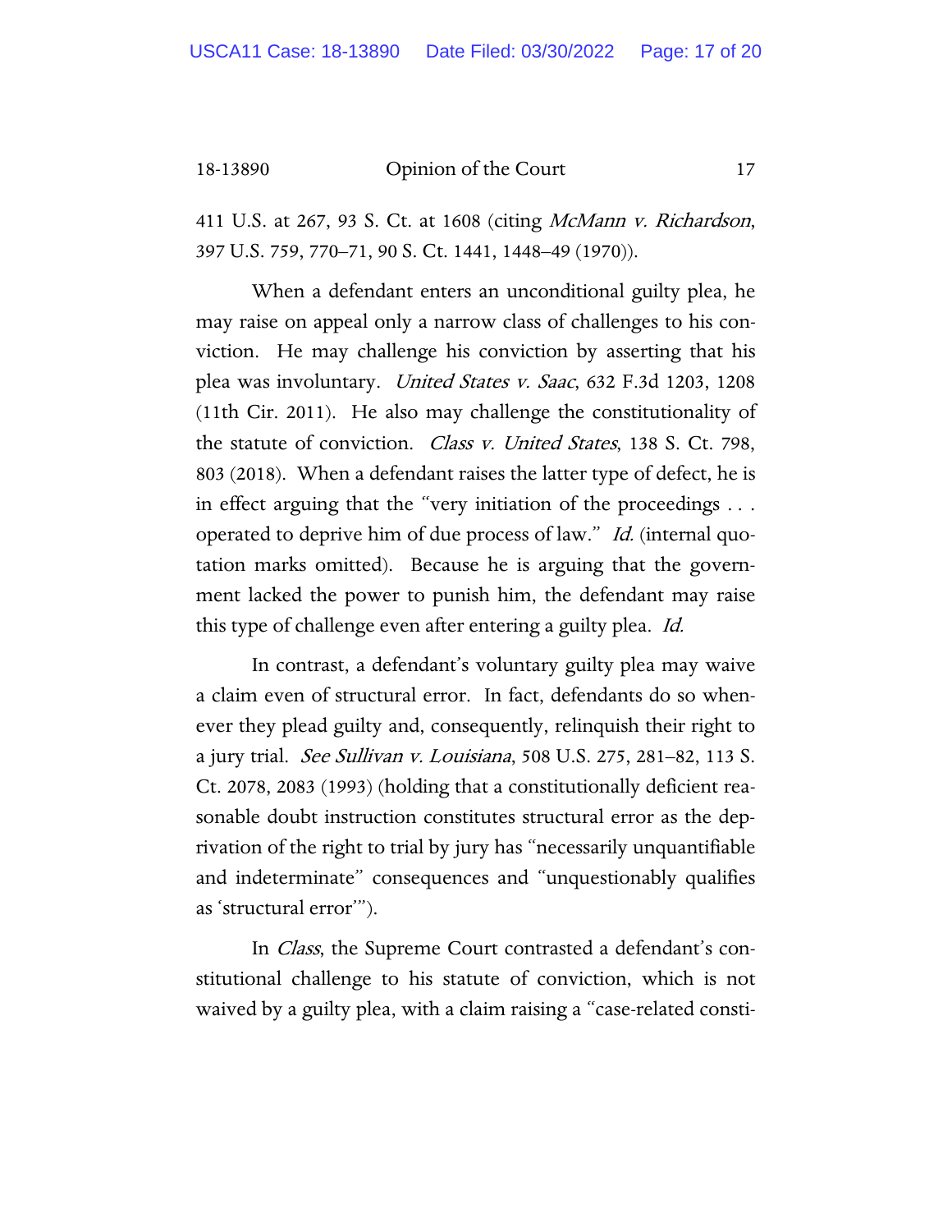411 U.S. at 267, 93 S. Ct. at 1608 (citing *McMann v. Richardson*, 397 U.S. 759, 770–71, 90 S. Ct. 1441, 1448–49 (1970)).

When a defendant enters an unconditional guilty plea, he may raise on appeal only a narrow class of challenges to his conviction. He may challenge his conviction by asserting that his plea was involuntary. *United States v. Saac*, 632 F.3d 1203, 1208 (11th Cir. 2011). He also may challenge the constitutionality of the statute of conviction. *Class v. United States*, 138 S. Ct. 798, 803 (2018). When a defendant raises the latter type of defect, he is in effect arguing that the "very initiation of the proceedings . . . operated to deprive him of due process of law." *Id.* (internal quotation marks omitted). Because he is arguing that the government lacked the power to punish him, the defendant may raise this type of challenge even after entering a guilty plea. *Id.*

In contrast, a defendant's voluntary guilty plea may waive a claim even of structural error. In fact, defendants do so whenever they plead guilty and, consequently, relinquish their right to a jury trial. *See Sullivan v. Louisiana*, 508 U.S. 275, 281–82, 113 S. Ct. 2078, 2083 (1993) (holding that a constitutionally deficient reasonable doubt instruction constitutes structural error as the deprivation of the right to trial by jury has "necessarily unquantifiable and indeterminate" consequences and "unquestionably qualifies as 'structural error'").

In *Class*, the Supreme Court contrasted a defendant's constitutional challenge to his statute of conviction, which is not waived by a guilty plea, with a claim raising a "case-related consti-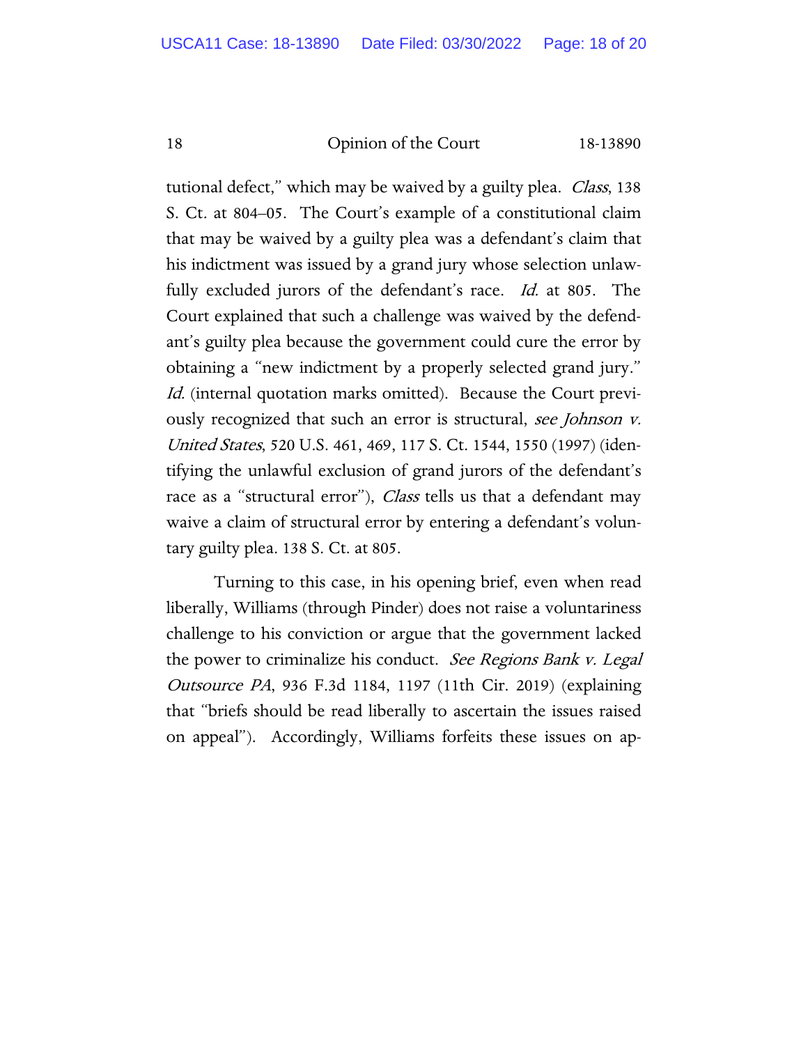tutional defect," which may be waived by a guilty plea. *Class*, 138 S. Ct. at 804–05. The Court's example of a constitutional claim that may be waived by a guilty plea was a defendant's claim that his indictment was issued by a grand jury whose selection unlawfully excluded jurors of the defendant's race. *Id.* at 805. The Court explained that such a challenge was waived by the defendant's guilty plea because the government could cure the error by obtaining a "new indictment by a properly selected grand jury." *Id.* (internal quotation marks omitted). Because the Court previously recognized that such an error is structural, *see Johnson v. United States*, 520 U.S. 461, 469, 117 S. Ct. 1544, 1550 (1997) (identifying the unlawful exclusion of grand jurors of the defendant's race as a "structural error"), *Class* tells us that a defendant may waive a claim of structural error by entering a defendant's voluntary guilty plea. 138 S. Ct. at 805.

Turning to this case, in his opening brief, even when read liberally, Williams (through Pinder) does not raise a voluntariness challenge to his conviction or argue that the government lacked the power to criminalize his conduct. *See Regions Bank v. Legal Outsource PA*, 936 F.3d 1184, 1197 (11th Cir. 2019) (explaining that "briefs should be read liberally to ascertain the issues raised on appeal"). Accordingly, Williams forfeits these issues on ap-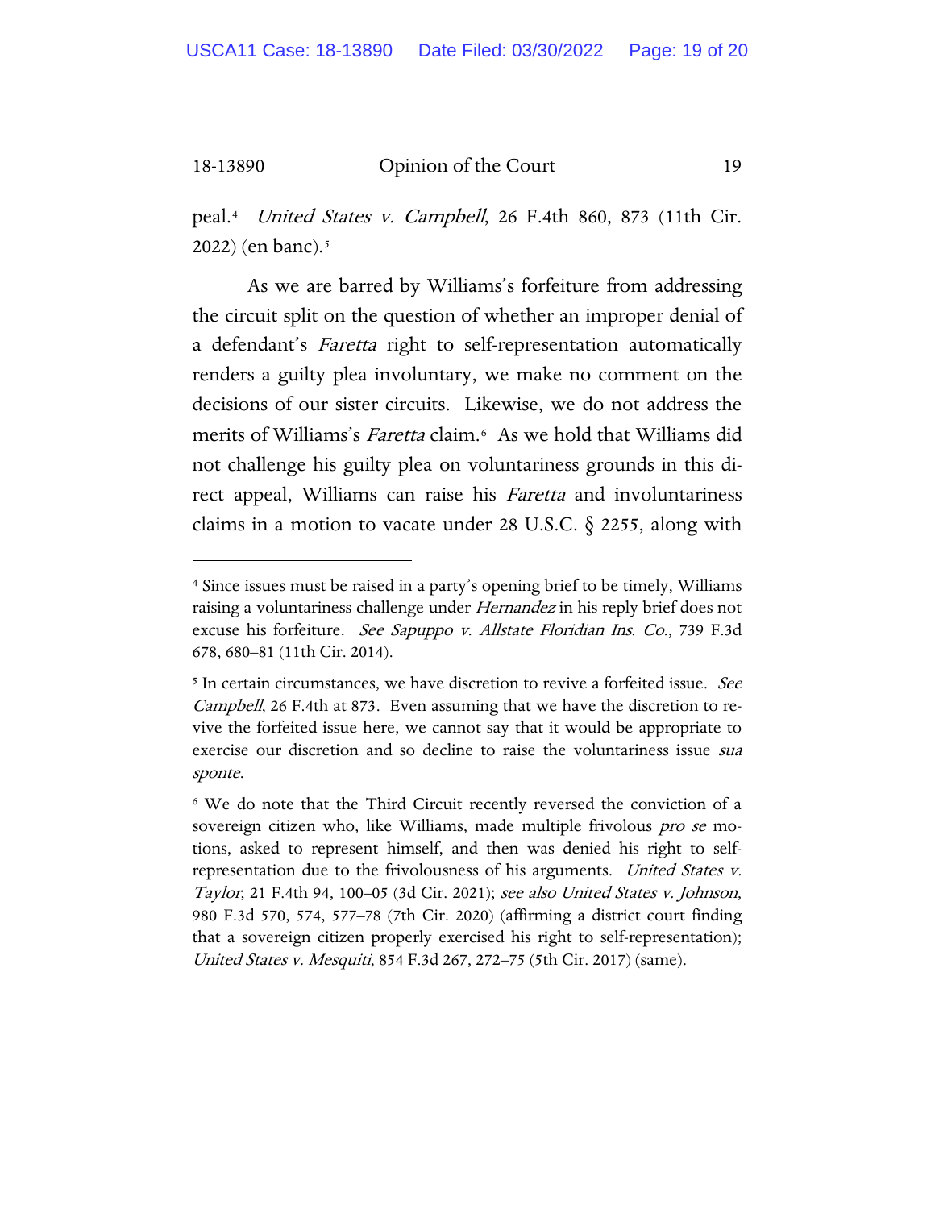peal.[4] *United States v. Campbell*, 26 F.4th 860, 873 (11th Cir. 2022) (en banc).[5]

As we are barred by Williams's forfeiture from addressing the circuit split on the question of whether an improper denial of a defendant's *Faretta* right to self-representation automatically renders a guilty plea involuntary, we make no comment on the decisions of our sister circuits. Likewise, we do not address the merits of Williams's *Faretta* claim.[6] As we hold that Williams did not challenge his guilty plea on voluntariness grounds in this direct appeal, Williams can raise his *Faretta* and involuntariness claims in a motion to vacate under 28 U.S.C. § 2255, along with

---

[4] Since issues must be raised in a party's opening brief to be timely, Williams raising a voluntariness challenge under *Hernandez* in his reply brief does not excuse his forfeiture. *See Sapuppo v. Allstate Floridian Ins. Co.*, 739 F.3d 678, 680–81 (11th Cir. 2014).

[5] In certain circumstances, we have discretion to revive a forfeited issue. *See Campbell*, 26 F.4th at 873. Even assuming that we have the discretion to revive the forfeited issue here, we cannot say that it would be appropriate to exercise our discretion and so decline to raise the voluntariness issue *sua sponte*.

[6] We do note that the Third Circuit recently reversed the conviction of a sovereign citizen who, like Williams, made multiple frivolous *pro se* motions, asked to represent himself, and then was denied his right to self-representation due to the frivolousness of his arguments. *United States v. Taylor*, 21 F.4th 94, 100–05 (3d Cir. 2021); *see also United States v. Johnson*, 980 F.3d 570, 574, 577–78 (7th Cir. 2020) (affirming a district court finding that a sovereign citizen properly exercised his right to self-representation); *United States v. Mesquiti*, 854 F.3d 267, 272–75 (5th Cir. 2017) (same).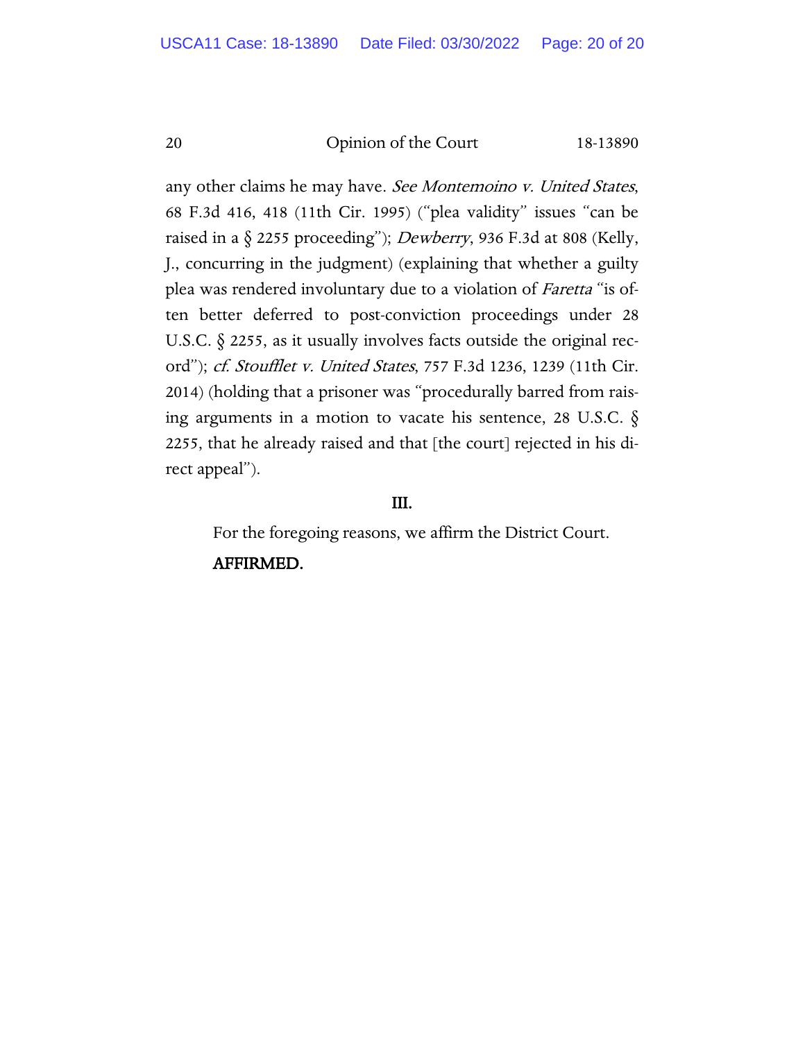any other claims he may have. *See Montemoino v. United States*, 68 F.3d 416, 418 (11th Cir. 1995) ("plea validity" issues "can be raised in a § 2255 proceeding"); *Dewberry*, 936 F.3d at 808 (Kelly, J., concurring in the judgment) (explaining that whether a guilty plea was rendered involuntary due to a violation of *Faretta* "is often better deferred to post-conviction proceedings under 28 U.S.C. § 2255, as it usually involves facts outside the original record"); *cf. Stoufflet v. United States*, 757 F.3d 1236, 1239 (11th Cir. 2014) (holding that a prisoner was "procedurally barred from raising arguments in a motion to vacate his sentence, 28 U.S.C. § 2255, that he already raised and that [the court] rejected in his direct appeal").

## III.

For the foregoing reasons, we affirm the District Court.

**AFFIRMED.**